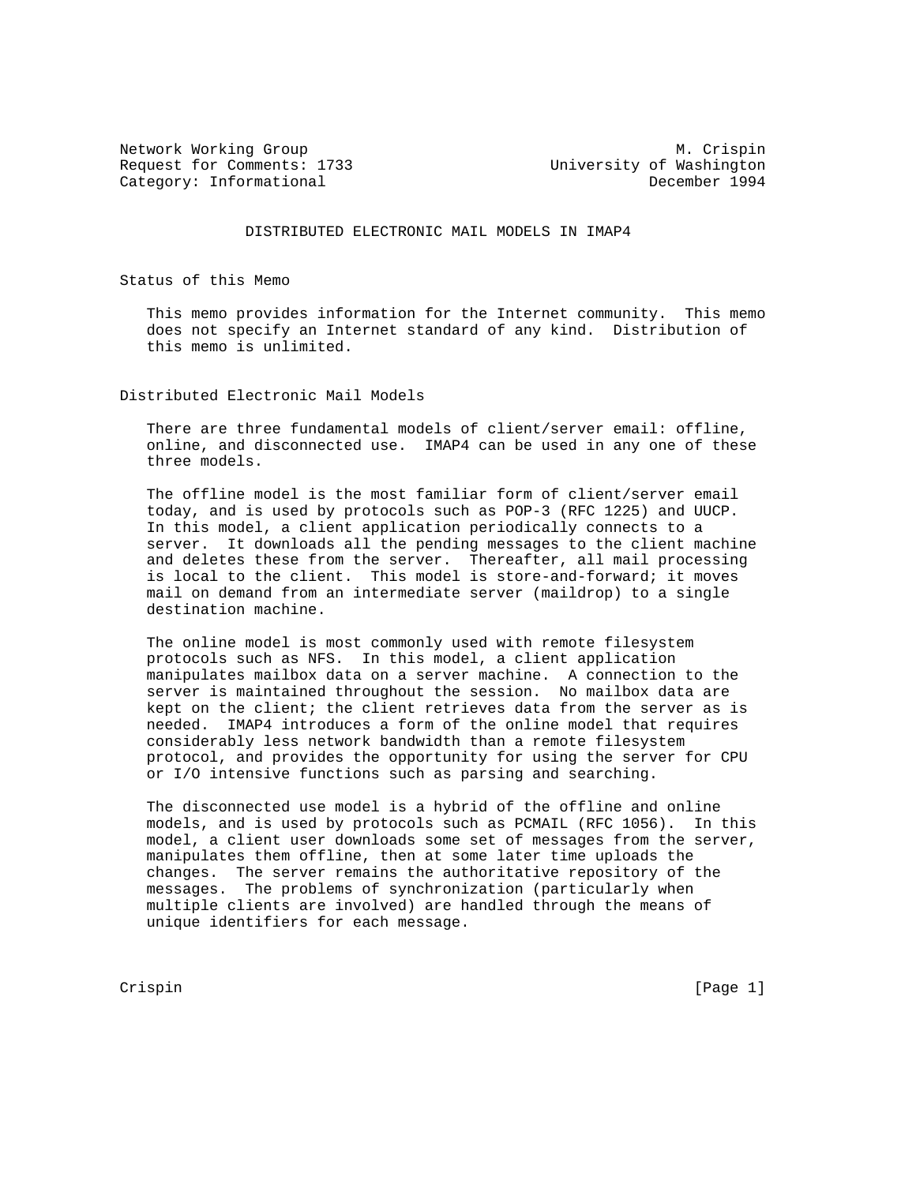Network Working Group M. Crispin
Request for Comments: 1733 University of Washington
Category: Informational December 1994

# DISTRIBUTED ELECTRONIC MAIL MODELS IN IMAP4

## Status of this Memo

This memo provides information for the Internet community. This memo does not specify an Internet standard of any kind. Distribution of this memo is unlimited.

## Distributed Electronic Mail Models

There are three fundamental models of client/server email: offline, online, and disconnected use. IMAP4 can be used in any one of these three models.

The offline model is the most familiar form of client/server email today, and is used by protocols such as POP-3 (RFC 1225) and UUCP. In this model, a client application periodically connects to a server. It downloads all the pending messages to the client machine and deletes these from the server. Thereafter, all mail processing is local to the client. This model is store-and-forward; it moves mail on demand from an intermediate server (maildrop) to a single destination machine.

The online model is most commonly used with remote filesystem protocols such as NFS. In this model, a client application manipulates mailbox data on a server machine. A connection to the server is maintained throughout the session. No mailbox data are kept on the client; the client retrieves data from the server as is needed. IMAP4 introduces a form of the online model that requires considerably less network bandwidth than a remote filesystem protocol, and provides the opportunity for using the server for CPU or I/O intensive functions such as parsing and searching.

The disconnected use model is a hybrid of the offline and online models, and is used by protocols such as PCMAIL (RFC 1056). In this model, a client user downloads some set of messages from the server, manipulates them offline, then at some later time uploads the changes. The server remains the authoritative repository of the messages. The problems of synchronization (particularly when multiple clients are involved) are handled through the means of unique identifiers for each message.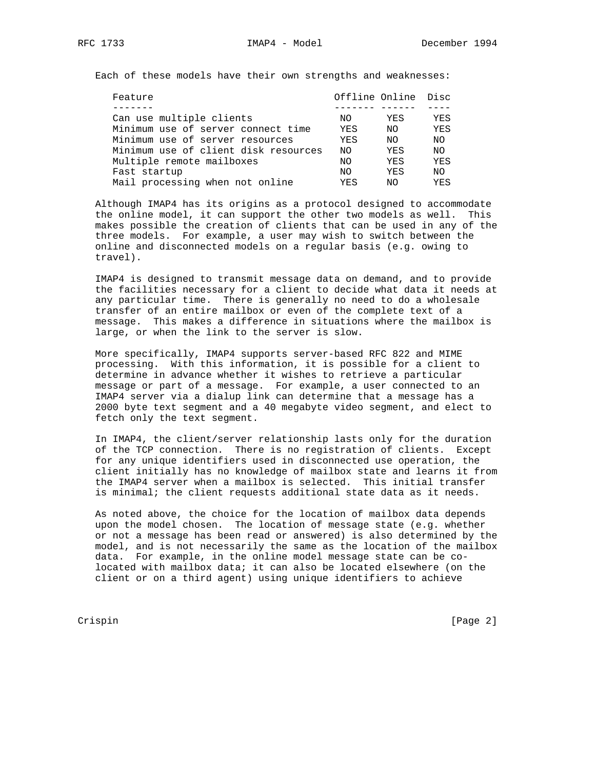Each of these models have their own strengths and weaknesses:

| Feature | Offline | Online | Disc |
| --- | --- | --- | --- |
| Can use multiple clients | NO | YES | YES |
| Minimum use of server connect time | YES | NO | YES |
| Minimum use of server resources | YES | NO | NO |
| Minimum use of client disk resources | NO | YES | NO |
| Multiple remote mailboxes | NO | YES | YES |
| Fast startup | NO | YES | NO |
| Mail processing when not online | YES | NO | YES |

Although IMAP4 has its origins as a protocol designed to accommodate the online model, it can support the other two models as well. This makes possible the creation of clients that can be used in any of the three models. For example, a user may wish to switch between the online and disconnected models on a regular basis (e.g. owing to travel).

IMAP4 is designed to transmit message data on demand, and to provide the facilities necessary for a client to decide what data it needs at any particular time. There is generally no need to do a wholesale transfer of an entire mailbox or even of the complete text of a message. This makes a difference in situations where the mailbox is large, or when the link to the server is slow.

More specifically, IMAP4 supports server-based RFC 822 and MIME processing. With this information, it is possible for a client to determine in advance whether it wishes to retrieve a particular message or part of a message. For example, a user connected to an IMAP4 server via a dialup link can determine that a message has a 2000 byte text segment and a 40 megabyte video segment, and elect to fetch only the text segment.

In IMAP4, the client/server relationship lasts only for the duration of the TCP connection. There is no registration of clients. Except for any unique identifiers used in disconnected use operation, the client initially has no knowledge of mailbox state and learns it from the IMAP4 server when a mailbox is selected. This initial transfer is minimal; the client requests additional state data as it needs.

As noted above, the choice for the location of mailbox data depends upon the model chosen. The location of message state (e.g. whether or not a message has been read or answered) is also determined by the model, and is not necessarily the same as the location of the mailbox data. For example, in the online model message state can be co-located with mailbox data; it can also be located elsewhere (on the client or on a third agent) using unique identifiers to achieve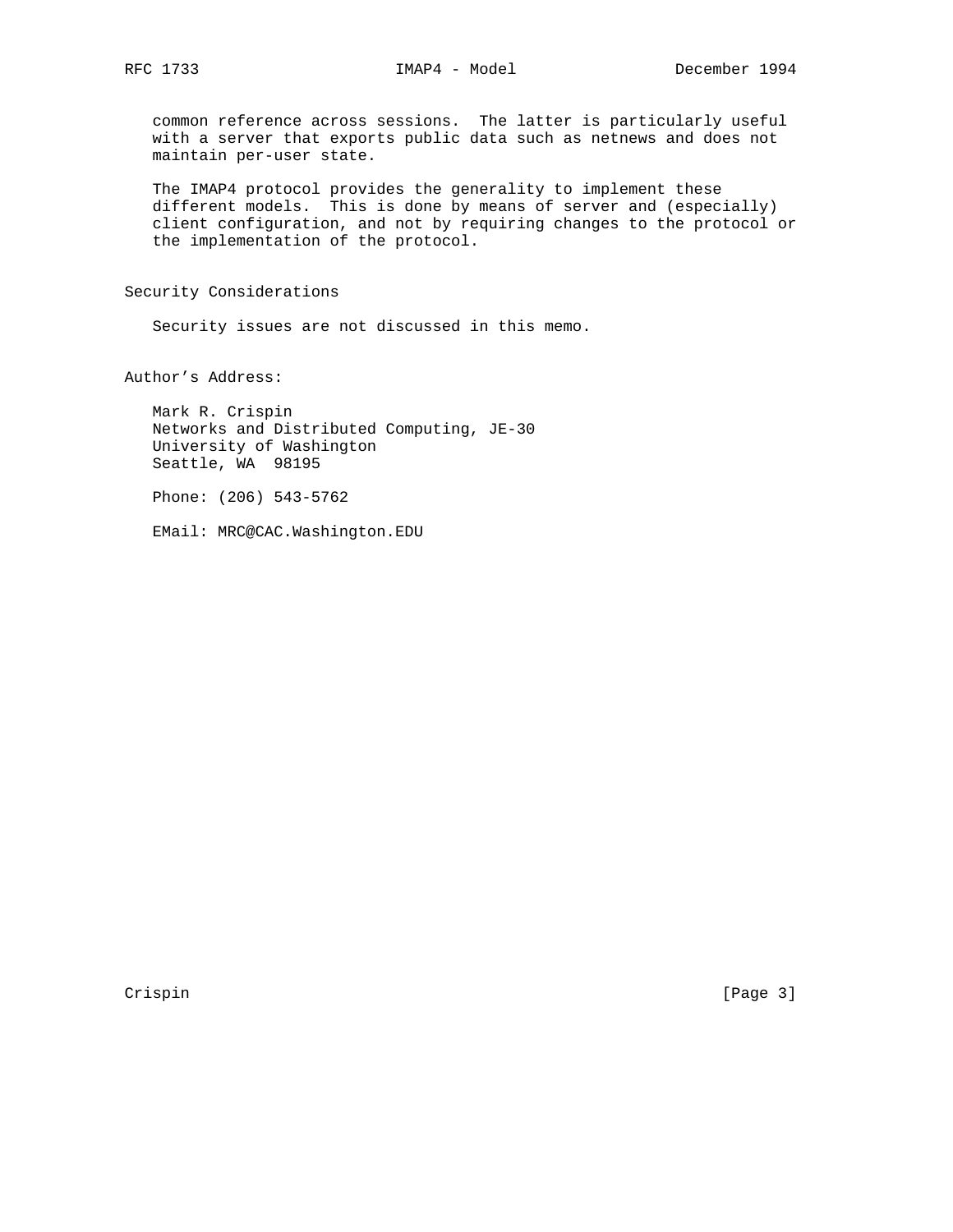common reference across sessions. The latter is particularly useful with a server that exports public data such as netnews and does not maintain per-user state.

The IMAP4 protocol provides the generality to implement these different models. This is done by means of server and (especially) client configuration, and not by requiring changes to the protocol or the implementation of the protocol.

## Security Considerations

Security issues are not discussed in this memo.

## Author's Address:

Mark R. Crispin
Networks and Distributed Computing, JE-30
University of Washington
Seattle, WA 98195

Phone: (206) 543-5762

EMail: MRC@CAC.Washington.EDU